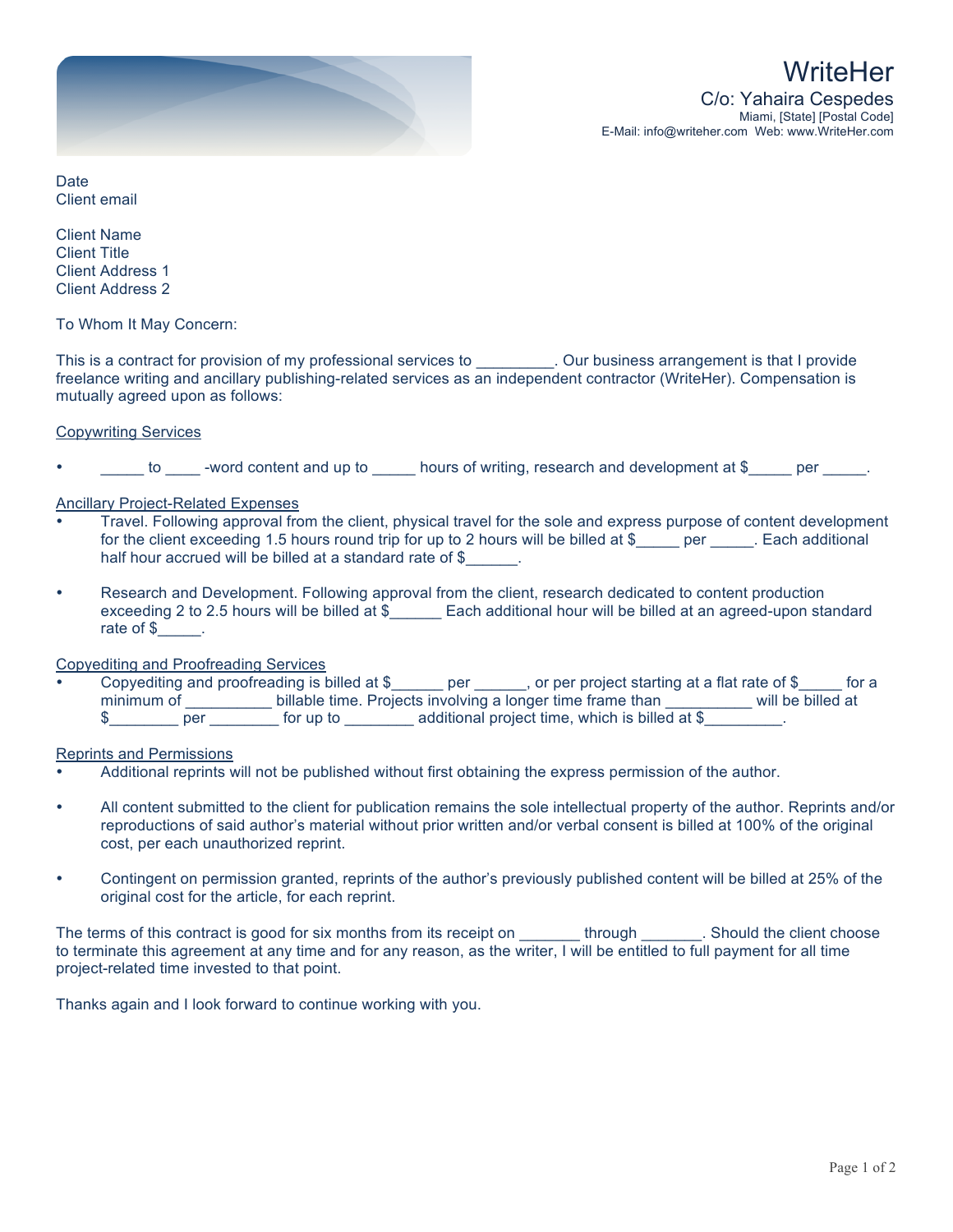WriteHer
C/o: Yahaira Cespedes
Miami, [State] [Postal Code]
E-Mail: info@writeher.com  Web: www.WriteHer.com

Date
Client email

Client Name
Client Title
Client Address 1
Client Address 2

To Whom It May Concern:

This is a contract for provision of my professional services to _________. Our business arrangement is that I provide freelance writing and ancillary publishing-related services as an independent contractor (WriteHer). Compensation is mutually agreed upon as follows:

<u>Copywriting Services</u>

- _____ to ____ -word content and up to _____ hours of writing, research and development at $_____ per _____.

<u>Ancillary Project-Related Expenses</u>

- Travel. Following approval from the client, physical travel for the sole and express purpose of content development for the client exceeding 1.5 hours round trip for up to 2 hours will be billed at $_____ per _____. Each additional half hour accrued will be billed at a standard rate of $______.

- Research and Development. Following approval from the client, research dedicated to content production exceeding 2 to 2.5 hours will be billed at $______ Each additional hour will be billed at an agreed-upon standard rate of $_____.

<u>Copyediting and Proofreading Services</u>

- Copyediting and proofreading is billed at $______ per ______, or per project starting at a flat rate of $_____ for a minimum of __________ billable time. Projects involving a longer time frame than __________ will be billed at $________ per ________ for up to ________ additional project time, which is billed at $_________.

<u>Reprints and Permissions</u>

- Additional reprints will not be published without first obtaining the express permission of the author.

- All content submitted to the client for publication remains the sole intellectual property of the author. Reprints and/or reproductions of said author's material without prior written and/or verbal consent is billed at 100% of the original cost, per each unauthorized reprint.

- Contingent on permission granted, reprints of the author's previously published content will be billed at 25% of the original cost for the article, for each reprint.

The terms of this contract is good for six months from its receipt on _______ through _______. Should the client choose to terminate this agreement at any time and for any reason, as the writer, I will be entitled to full payment for all time project-related time invested to that point.

Thanks again and I look forward to continue working with you.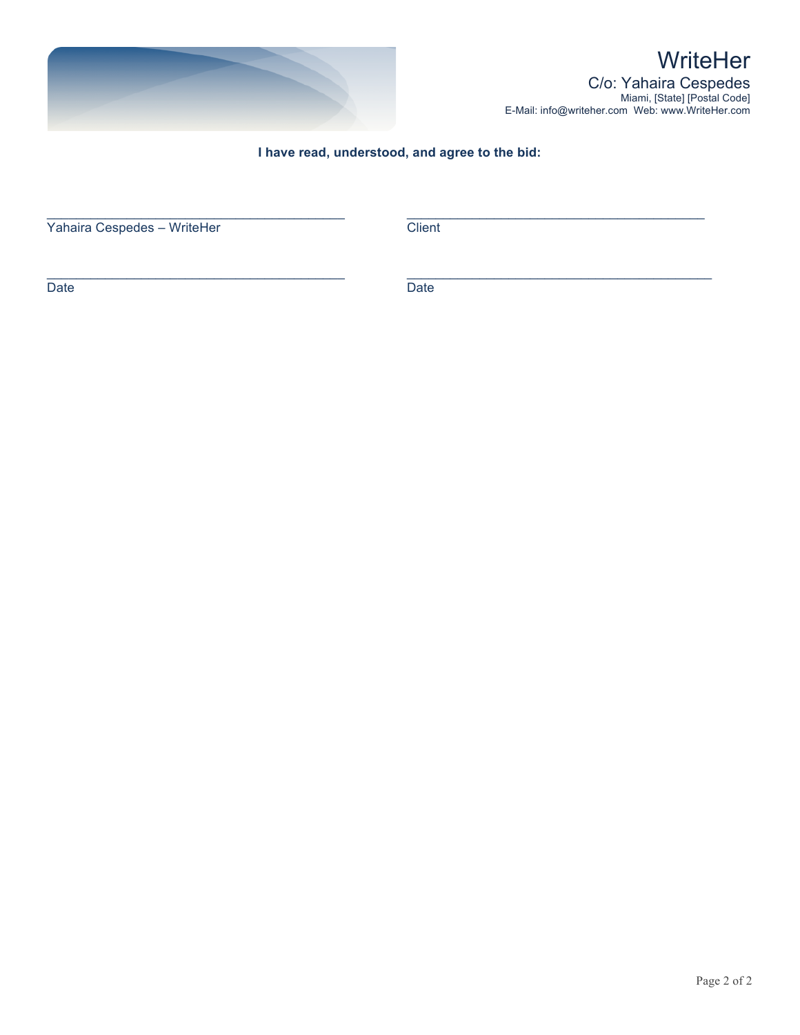**I have read, understood, and agree to the bid:**

\_\_\_\_\_\_\_\_\_\_\_\_\_\_\_\_\_\_\_\_\_\_\_\_\_\_\_\_\_\_\_\_\_\_\_\_\_\_\_\_
Yahaira Cespedes – WriteHer

\_\_\_\_\_\_\_\_\_\_\_\_\_\_\_\_\_\_\_\_\_\_\_\_\_\_\_\_\_\_\_\_\_\_\_\_\_\_\_\_
Date

\_\_\_\_\_\_\_\_\_\_\_\_\_\_\_\_\_\_\_\_\_\_\_\_\_\_\_\_\_\_\_\_\_\_\_\_\_\_\_\_
Client

\_\_\_\_\_\_\_\_\_\_\_\_\_\_\_\_\_\_\_\_\_\_\_\_\_\_\_\_\_\_\_\_\_\_\_\_\_\_\_\_
Date